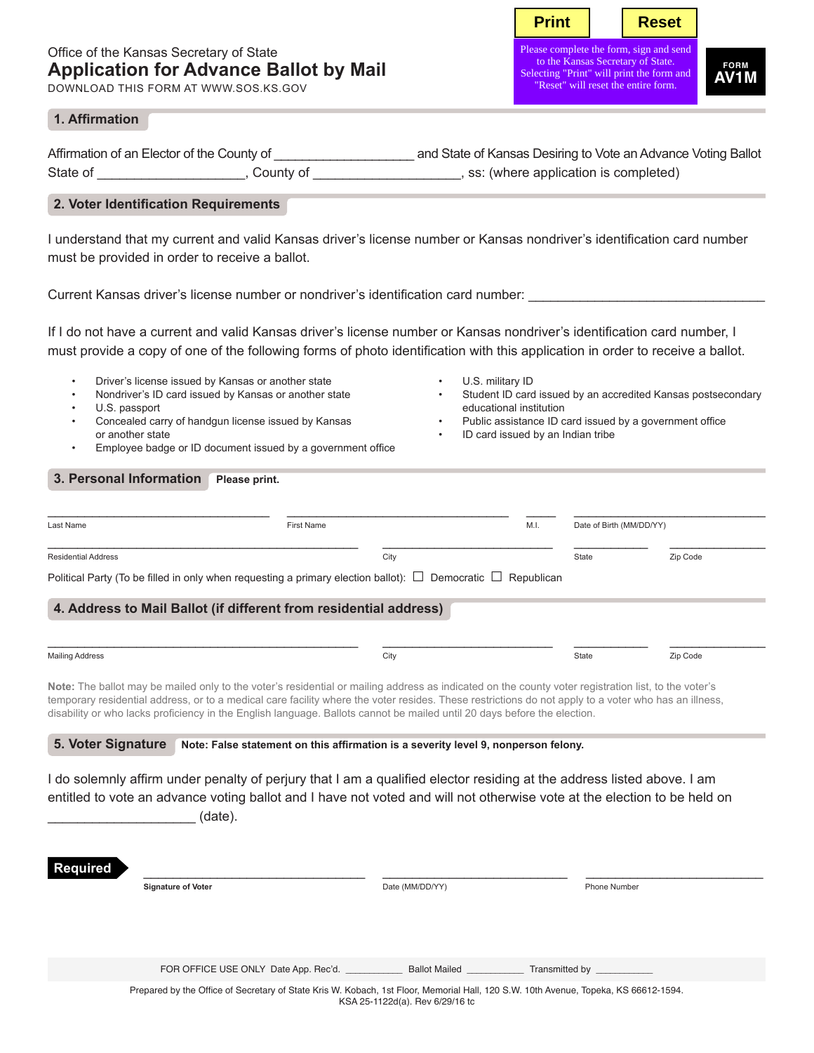Office of the Kansas Secretary of State

# Application for Advance Ballot by Mail

DOWNLOAD THIS FORM AT WWW.SOS.KS.GOV

**Print** **Reset**

Please complete the form, sign and send to the Kansas Secretary of State. Selecting "Print" will print the form and "Reset" will reset the entire form.

FORM **AV1M**

## 1. Affirmation

Affirmation of an Elector of the County of ___________________ and State of Kansas Desiring to Vote an Advance Voting Ballot
State of ___________________, County of ___________________, ss: (where application is completed)

## 2. Voter Identification Requirements

I understand that my current and valid Kansas driver's license number or Kansas nondriver's identification card number must be provided in order to receive a ballot.

Current Kansas driver's license number or nondriver's identification card number: _______________________________

If I do not have a current and valid Kansas driver's license number or Kansas nondriver's identification card number, I must provide a copy of one of the following forms of photo identification with this application in order to receive a ballot.

- Driver's license issued by Kansas or another state
- Nondriver's ID card issued by Kansas or another state
- U.S. passport
- Concealed carry of handgun license issued by Kansas or another state
- Employee badge or ID document issued by a government office
- U.S. military ID
- Student ID card issued by an accredited Kansas postsecondary educational institution
- Public assistance ID card issued by a government office
- ID card issued by an Indian tribe

## 3. Personal Information **Please print.**

_______________________ Last Name &nbsp; _______________________ First Name &nbsp; _____ M.I. &nbsp; _______________________ Date of Birth (MM/DD/YY)

_______________________ Residential Address &nbsp; _______________________ City &nbsp; __________ State &nbsp; __________ Zip Code

Political Party (To be filled in only when requesting a primary election ballot): ☐ Democratic ☐ Republican

## 4. Address to Mail Ballot (if different from residential address)

_______________________ Mailing Address &nbsp; _______________________ City &nbsp; __________ State &nbsp; __________ Zip Code

**Note:** The ballot may be mailed only to the voter's residential or mailing address as indicated on the county voter registration list, to the voter's temporary residential address, or to a medical care facility where the voter resides. These restrictions do not apply to a voter who has an illness, disability or who lacks proficiency in the English language. Ballots cannot be mailed until 20 days before the election.

## 5. Voter Signature **Note: False statement on this affirmation is a severity level 9, nonperson felony.**

I do solemnly affirm under penalty of perjury that I am a qualified elector residing at the address listed above. I am entitled to vote an advance voting ballot and I have not voted and will not otherwise vote at the election to be held on ___________________ (date).

**Required** &nbsp; _______________________ **Signature of Voter** &nbsp; _______________________ Date (MM/DD/YY) &nbsp; _______________________ Phone Number

FOR OFFICE USE ONLY Date App. Rec'd. __________ Ballot Mailed __________ Transmitted by __________

Prepared by the Office of Secretary of State Kris W. Kobach, 1st Floor, Memorial Hall, 120 S.W. 10th Avenue, Topeka, KS 66612-1594.
KSA 25-1122d(a). Rev 6/29/16 tc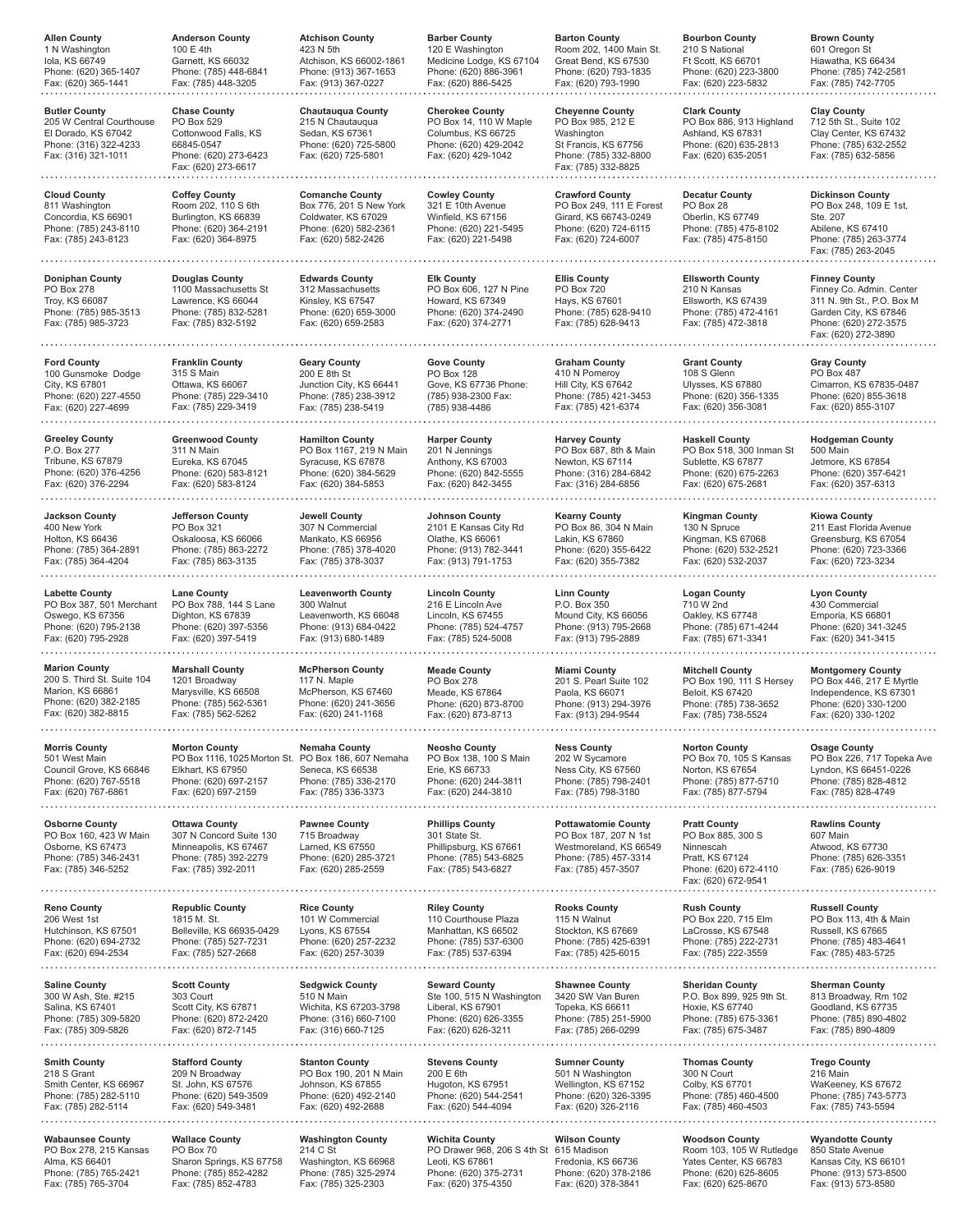**Allen County**
1 N Washington
Iola, KS 66749
Phone: (620) 365-1407
Fax: (620) 365-1441

**Anderson County**
100 E 4th
Garnett, KS 66032
Phone: (785) 448-6841
Fax: (785) 448-3205

**Atchison County**
423 N 5th
Atchison, KS 66002-1861
Phone: (913) 367-1653
Fax: (913) 367-0227

**Barber County**
120 E Washington
Medicine Lodge, KS 67104
Phone: (620) 886-3961
Fax: (620) 886-5425

**Barton County**
Room 202, 1400 Main St.
Great Bend, KS 67530
Phone: (620) 793-1835
Fax: (620) 793-1990

**Bourbon County**
210 S National
Ft Scott, KS 66701
Phone: (620) 223-3800
Fax: (620) 223-5832

**Brown County**
601 Oregon St
Hiawatha, KS 66434
Phone: (785) 742-2581
Fax: (785) 742-7705

**Butler County**
205 W Central Courthouse
El Dorado, KS 67042
Phone: (316) 322-4233
Fax: (316) 321-1011

**Chase County**
PO Box 529
Cottonwood Falls, KS 66845-0547
Phone: (620) 273-6423
Fax: (620) 273-6617

**Chautauqua County**
215 N Chautauqua
Sedan, KS 67361
Phone: (620) 725-5800
Fax: (620) 725-5801

**Cherokee County**
PO Box 14, 110 W Maple
Columbus, KS 66725
Phone: (620) 429-2042
Fax: (620) 429-1042

**Cheyenne County**
PO Box 985, 212 E Washington
St Francis, KS 67756
Phone: (785) 332-8800
Fax: (785) 332-8825

**Clark County**
PO Box 886, 913 Highland
Ashland, KS 67831
Phone: (620) 635-2813
Fax: (620) 635-2051

**Clay County**
712 5th St., Suite 102
Clay Center, KS 67432
Phone: (785) 632-2552
Fax: (785) 632-5856

**Cloud County**
811 Washington
Concordia, KS 66901
Phone: (785) 243-8110
Fax: (785) 243-8123

**Coffey County**
Room 202, 110 S 6th
Burlington, KS 66839
Phone: (620) 364-2191
Fax: (620) 364-8975

**Comanche County**
Box 776, 201 S New York
Coldwater, KS 67029
Phone: (620) 582-2361
Fax: (620) 582-2426

**Cowley County**
321 E 10th Avenue
Winfield, KS 67156
Phone: (620) 221-5495
Fax: (620) 221-5498

**Crawford County**
PO Box 249, 111 E Forest
Girard, KS 66743-0249
Phone: (620) 724-6115
Fax: (620) 724-6007

**Decatur County**
PO Box 28
Oberlin, KS 67749
Phone: (785) 475-8102
Fax: (785) 475-8150

**Dickinson County**
PO Box 248, 109 E 1st, Ste. 207
Abilene, KS 67410
Phone: (785) 263-3774
Fax: (785) 263-2045

**Doniphan County**
PO Box 278
Troy, KS 66087
Phone: (785) 985-3513
Fax: (785) 985-3723

**Douglas County**
1100 Massachusetts St
Lawrence, KS 66044
Phone: (785) 832-5281
Fax: (785) 832-5192

**Edwards County**
312 Massachusetts
Kinsley, KS 67547
Phone: (620) 659-3000
Fax: (620) 659-2583

**Elk County**
PO Box 606, 127 N Pine
Howard, KS 67349
Phone: (620) 374-2490
Fax: (620) 374-2771

**Ellis County**
PO Box 720
Hays, KS 67601
Phone: (785) 628-9410
Fax: (785) 628-9413

**Ellsworth County**
210 N Kansas
Ellsworth, KS 67439
Phone: (785) 472-4161
Fax: (785) 472-3818

**Finney County**
Finney Co. Admin. Center
311 N. 9th St., P.O. Box M
Garden City, KS 67846
Phone: (620) 272-3575
Fax: (620) 272-3890

**Ford County**
100 Gunsmoke Dodge City, KS 67801
Phone: (620) 227-4550
Fax: (620) 227-4699

**Franklin County**
315 S Main
Ottawa, KS 66067
Phone: (785) 229-3410
Fax: (785) 229-3419

**Geary County**
200 E 8th St
Junction City, KS 66441
Phone: (785) 238-3912
Fax: (785) 238-5419

**Gove County**
PO Box 128
Gove, KS 67736 Phone: (785) 938-2300 Fax: (785) 938-4486

**Graham County**
410 N Pomeroy
Hill City, KS 67642
Phone: (785) 421-3453
Fax: (785) 421-6374

**Grant County**
108 S Glenn
Ulysses, KS 67880
Phone: (620) 356-1335
Fax: (620) 356-3081

**Gray County**
PO Box 487
Cimarron, KS 67835-0487
Phone: (620) 855-3618
Fax: (620) 855-3107

**Greeley County**
P.O. Box 277
Tribune, KS 67879
Phone: (620) 376-4256
Fax: (620) 376-2294

**Greenwood County**
311 N Main
Eureka, KS 67045
Phone: (620) 583-8121
Fax: (620) 583-8124

**Hamilton County**
PO Box 1167, 219 N Main
Syracuse, KS 67878
Phone: (620) 384-5629
Fax: (620) 384-5853

**Harper County**
201 N Jennings
Anthony, KS 67003
Phone: (620) 842-5555
Fax: (620) 842-3455

**Harvey County**
PO Box 687, 8th & Main
Newton, KS 67114
Phone: (316) 284-6842
Fax: (316) 284-6856

**Haskell County**
PO Box 518, 300 Inman St
Sublette, KS 67877
Phone: (620) 675-2263
Fax: (620) 675-2681

**Hodgeman County**
500 Main
Jetmore, KS 67854
Phone: (620) 357-6421
Fax: (620) 357-6313

**Jackson County**
400 New York
Holton, KS 66436
Phone: (785) 364-2891
Fax: (785) 364-4204

**Jefferson County**
PO Box 321
Oskaloosa, KS 66066
Phone: (785) 863-2272
Fax: (785) 863-3135

**Jewell County**
307 N Commercial
Mankato, KS 66956
Phone: (785) 378-4020
Fax: (785) 378-3037

**Johnson County**
2101 E Kansas City Rd
Olathe, KS 66061
Phone: (913) 782-3441
Fax: (913) 791-1753

**Kearny County**
PO Box 86, 304 N Main
Lakin, KS 67860
Phone: (620) 355-6422
Fax: (620) 355-7382

**Kingman County**
130 N Spruce
Kingman, KS 67068
Phone: (620) 532-2521
Fax: (620) 532-2037

**Kiowa County**
211 East Florida Avenue
Greensburg, KS 67054
Phone: (620) 723-3366
Fax: (620) 723-3234

**Labette County**
PO Box 387, 501 Merchant
Oswego, KS 67356
Phone: (620) 795-2138
Fax: (620) 795-2928

**Lane County**
PO Box 788, 144 S Lane
Dighton, KS 67839
Phone: (620) 397-5356
Fax: (620) 397-5419

**Leavenworth County**
300 Walnut
Leavenworth, KS 66048
Phone: (913) 684-0422
Fax: (913) 680-1489

**Lincoln County**
216 E Lincoln Ave
Lincoln, KS 67455
Phone: (785) 524-4757
Fax: (785) 524-5008

**Linn County**
P.O. Box 350
Mound City, KS 66056
Phone: (913) 795-2668
Fax: (913) 795-2889

**Logan County**
710 W 2nd
Oakley, KS 67748
Phone: (785) 671-4244
Fax: (785) 671-3341

**Lyon County**
430 Commercial
Emporia, KS 66801
Phone: (620) 341-3245
Fax: (620) 341-3415

**Marion County**
200 S. Third St. Suite 104
Marion, KS 66861
Phone: (620) 382-2185
Fax: (620) 382-8815

**Marshall County**
1201 Broadway
Marysville, KS 66508
Phone: (785) 562-5361
Fax: (785) 562-5262

**McPherson County**
117 N. Maple
McPherson, KS 67460
Phone: (620) 241-3656
Fax: (620) 241-1168

**Meade County**
PO Box 278
Meade, KS 67864
Phone: (620) 873-8700
Fax: (620) 873-8713

**Miami County**
201 S. Pearl Suite 102
Paola, KS 66071
Phone: (913) 294-3976
Fax: (913) 294-9544

**Mitchell County**
PO Box 190, 111 S Hersey
Beloit, KS 67420
Phone: (785) 738-3652
Fax: (785) 738-5524

**Montgomery County**
PO Box 446, 217 E Myrtle
Independence, KS 67301
Phone: (620) 330-1200
Fax: (620) 330-1202

**Morris County**
501 West Main
Council Grove, KS 66846
Phone: (620) 767-5518
Fax: (620) 767-6861

**Morton County**
PO Box 1116, 1025 Morton St.
Elkhart, KS 67950
Phone: (620) 697-2157
Fax: (620) 697-2159

**Nemaha County**
PO Box 186, 607 Nemaha
Seneca, KS 66538
Phone: (785) 336-2170
Fax: (785) 336-3373

**Neosho County**
PO Box 138, 100 S Main
Erie, KS 66733
Phone: (620) 244-3811
Fax: (620) 244-3810

**Ness County**
202 W Sycamore
Ness City, KS 67560
Phone: (785) 798-2401
Fax: (785) 798-3180

**Norton County**
PO Box 70, 105 S Kansas
Norton, KS 67654
Phone: (785) 877-5710
Fax: (785) 877-5794

**Osage County**
PO Box 226, 717 Topeka Ave
Lyndon, KS 66451-0226
Phone: (785) 828-4812
Fax: (785) 828-4749

**Osborne County**
PO Box 160, 423 W Main
Osborne, KS 67473
Phone: (785) 346-2431
Fax: (785) 346-5252

**Ottawa County**
307 N Concord Suite 130
Minneapolis, KS 67467
Phone: (785) 392-2279
Fax: (785) 392-2011

**Pawnee County**
715 Broadway
Larned, KS 67550
Phone: (620) 285-3721
Fax: (620) 285-2559

**Phillips County**
301 State St.
Phillipsburg, KS 67661
Phone: (785) 543-6825
Fax: (785) 543-6827

**Pottawatomie County**
PO Box 187, 207 N 1st
Westmoreland, KS 66549
Phone: (785) 457-3314
Fax: (785) 457-3507

**Pratt County**
PO Box 885, 300 S Ninnescah
Pratt, KS 67124
Phone: (620) 672-4110
Fax: (620) 672-9541

**Rawlins County**
607 Main
Atwood, KS 67730
Phone: (785) 626-3351
Fax: (785) 626-9019

**Reno County**
206 West 1st
Hutchinson, KS 67501
Phone: (620) 694-2732
Fax: (620) 694-2534

**Republic County**
1815 M. St.
Belleville, KS 66935-0429
Phone: (785) 527-7231
Fax: (785) 527-2668

**Rice County**
101 W Commercial
Lyons, KS 67554
Phone: (620) 257-2232
Fax: (620) 257-3039

**Riley County**
110 Courthouse Plaza
Manhattan, KS 66502
Phone: (785) 537-6300
Fax: (785) 537-6394

**Rooks County**
115 N Walnut
Stockton, KS 67669
Phone: (785) 425-6391
Fax: (785) 425-6015

**Rush County**
PO Box 220, 715 Elm
LaCrosse, KS 67548
Phone: (785) 222-2731
Fax: (785) 222-3559

**Russell County**
PO Box 113, 4th & Main
Russell, KS 67665
Phone: (785) 483-4641
Fax: (785) 483-5725

**Saline County**
300 W Ash, Ste. #215
Salina, KS 67401
Phone: (785) 309-5820
Fax: (785) 309-5826

**Scott County**
303 Court
Scott City, KS 67871
Phone: (620) 872-2420
Fax: (620) 872-7145

**Sedgwick County**
510 N Main
Wichita, KS 67203-3798
Phone: (316) 660-7100
Fax: (316) 660-7125

**Seward County**
Ste 100, 515 N Washington
Liberal, KS 67901
Phone: (620) 626-3355
Fax: (620) 626-3211

**Shawnee County**
3420 SW Van Buren
Topeka, KS 66611
Phone: (785) 251-5900
Fax: (785) 266-0299

**Sheridan County**
P.O. Box 899, 925 9th St.
Hoxie, KS 67740
Phone: (785) 675-3361
Fax: (785) 675-3487

**Sherman County**
813 Broadway, Rm 102
Goodland, KS 67735
Phone: (785) 890-4802
Fax: (785) 890-4809

**Smith County**
218 S Grant
Smith Center, KS 66967
Phone: (785) 282-5110
Fax: (785) 282-5114

**Stafford County**
209 N Broadway
St. John, KS 67576
Phone: (620) 549-3509
Fax: (620) 549-3481

**Stanton County**
PO Box 190, 201 N Main
Johnson, KS 67855
Phone: (620) 492-2140
Fax: (620) 492-2688

**Stevens County**
200 E 6th
Hugoton, KS 67951
Phone: (620) 544-2541
Fax: (620) 544-4094

**Sumner County**
501 N Washington
Wellington, KS 67152
Phone: (620) 326-3395
Fax: (620) 326-2116

**Thomas County**
300 N Court
Colby, KS 67701
Phone: (785) 460-4500
Fax: (785) 460-4503

**Trego County**
216 Main
WaKeeney, KS 67672
Phone: (785) 743-5773
Fax: (785) 743-5594

**Wabaunsee County**
PO Box 278, 215 Kansas
Alma, KS 66401
Phone: (785) 765-2421
Fax: (785) 765-3704

**Wallace County**
PO Box 70
Sharon Springs, KS 67758
Phone: (785) 852-4282
Fax: (785) 852-4783

**Washington County**
214 C St
Washington, KS 66968
Phone: (785) 325-2974
Fax: (785) 325-2303

**Wichita County**
PO Drawer 968, 206 S 4th St
Leoti, KS 67861
Phone: (620) 375-2731
Fax: (620) 375-4350

**Wilson County**
615 Madison
Fredonia, KS 66736
Phone: (620) 378-2186
Fax: (620) 378-3841

**Woodson County**
Room 103, 105 W Rutledge
Yates Center, KS 66783
Phone: (620) 625-8605
Fax: (620) 625-8670

**Wyandotte County**
850 State Avenue
Kansas City, KS 66101
Phone: (913) 573-8500
Fax: (913) 573-8580